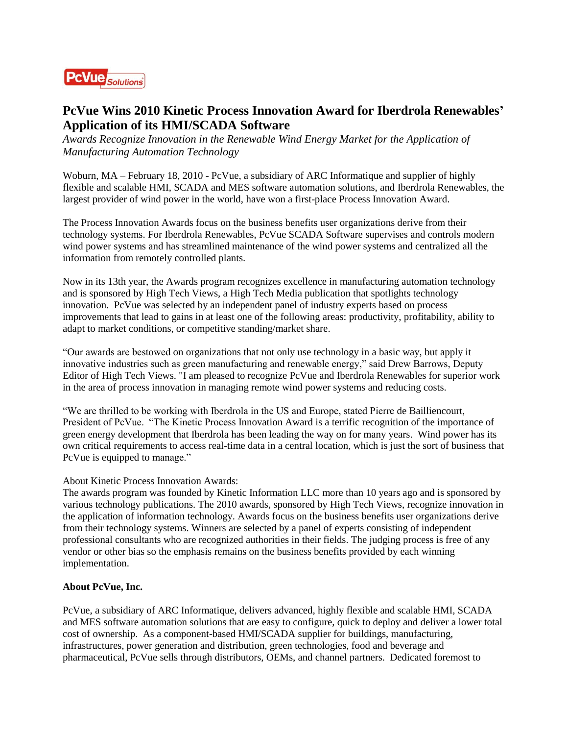# PcVue Wins 2010 Kinetic Process Innovation Award for Iberdrola Renewables' Application of its HMI/SCADA Software

*Awards Recognize Innovation in the Renewable Wind Energy Market for the Application of Manufacturing Automation Technology*

Woburn, MA – February 18, 2010 - PcVue, a subsidiary of ARC Informatique and supplier of highly flexible and scalable HMI, SCADA and MES software automation solutions, and Iberdrola Renewables, the largest provider of wind power in the world, have won a first-place Process Innovation Award.

The Process Innovation Awards focus on the business benefits user organizations derive from their technology systems. For Iberdrola Renewables, PcVue SCADA Software supervises and controls modern wind power systems and has streamlined maintenance of the wind power systems and centralized all the information from remotely controlled plants.

Now in its 13th year, the Awards program recognizes excellence in manufacturing automation technology and is sponsored by High Tech Views, a High Tech Media publication that spotlights technology innovation. PcVue was selected by an independent panel of industry experts based on process improvements that lead to gains in at least one of the following areas: productivity, profitability, ability to adapt to market conditions, or competitive standing/market share.

"Our awards are bestowed on organizations that not only use technology in a basic way, but apply it innovative industries such as green manufacturing and renewable energy," said Drew Barrows, Deputy Editor of High Tech Views. "I am pleased to recognize PcVue and Iberdrola Renewables for superior work in the area of process innovation in managing remote wind power systems and reducing costs.

"We are thrilled to be working with Iberdrola in the US and Europe, stated Pierre de Bailliencourt, President of PcVue. "The Kinetic Process Innovation Award is a terrific recognition of the importance of green energy development that Iberdrola has been leading the way on for many years. Wind power has its own critical requirements to access real-time data in a central location, which is just the sort of business that PcVue is equipped to manage."

About Kinetic Process Innovation Awards:

The awards program was founded by Kinetic Information LLC more than 10 years ago and is sponsored by various technology publications. The 2010 awards, sponsored by High Tech Views, recognize innovation in the application of information technology. Awards focus on the business benefits user organizations derive from their technology systems. Winners are selected by a panel of experts consisting of independent professional consultants who are recognized authorities in their fields. The judging process is free of any vendor or other bias so the emphasis remains on the business benefits provided by each winning implementation.

**About PcVue, Inc.**

PcVue, a subsidiary of ARC Informatique, delivers advanced, highly flexible and scalable HMI, SCADA and MES software automation solutions that are easy to configure, quick to deploy and deliver a lower total cost of ownership. As a component-based HMI/SCADA supplier for buildings, manufacturing, infrastructures, power generation and distribution, green technologies, food and beverage and pharmaceutical, PcVue sells through distributors, OEMs, and channel partners. Dedicated foremost to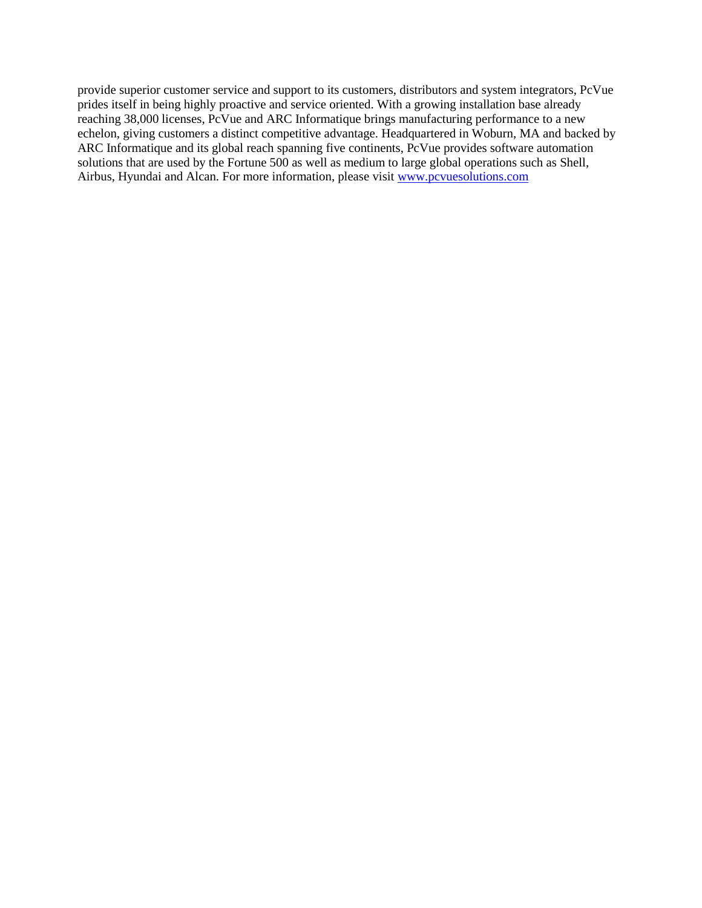provide superior customer service and support to its customers, distributors and system integrators, PcVue prides itself in being highly proactive and service oriented. With a growing installation base already reaching 38,000 licenses, PcVue and ARC Informatique brings manufacturing performance to a new echelon, giving customers a distinct competitive advantage. Headquartered in Woburn, MA and backed by ARC Informatique and its global reach spanning five continents, PcVue provides software automation solutions that are used by the Fortune 500 as well as medium to large global operations such as Shell, Airbus, Hyundai and Alcan. For more information, please visit [www.pcvuesolutions.com](http://www.pcvuesolutions.com)